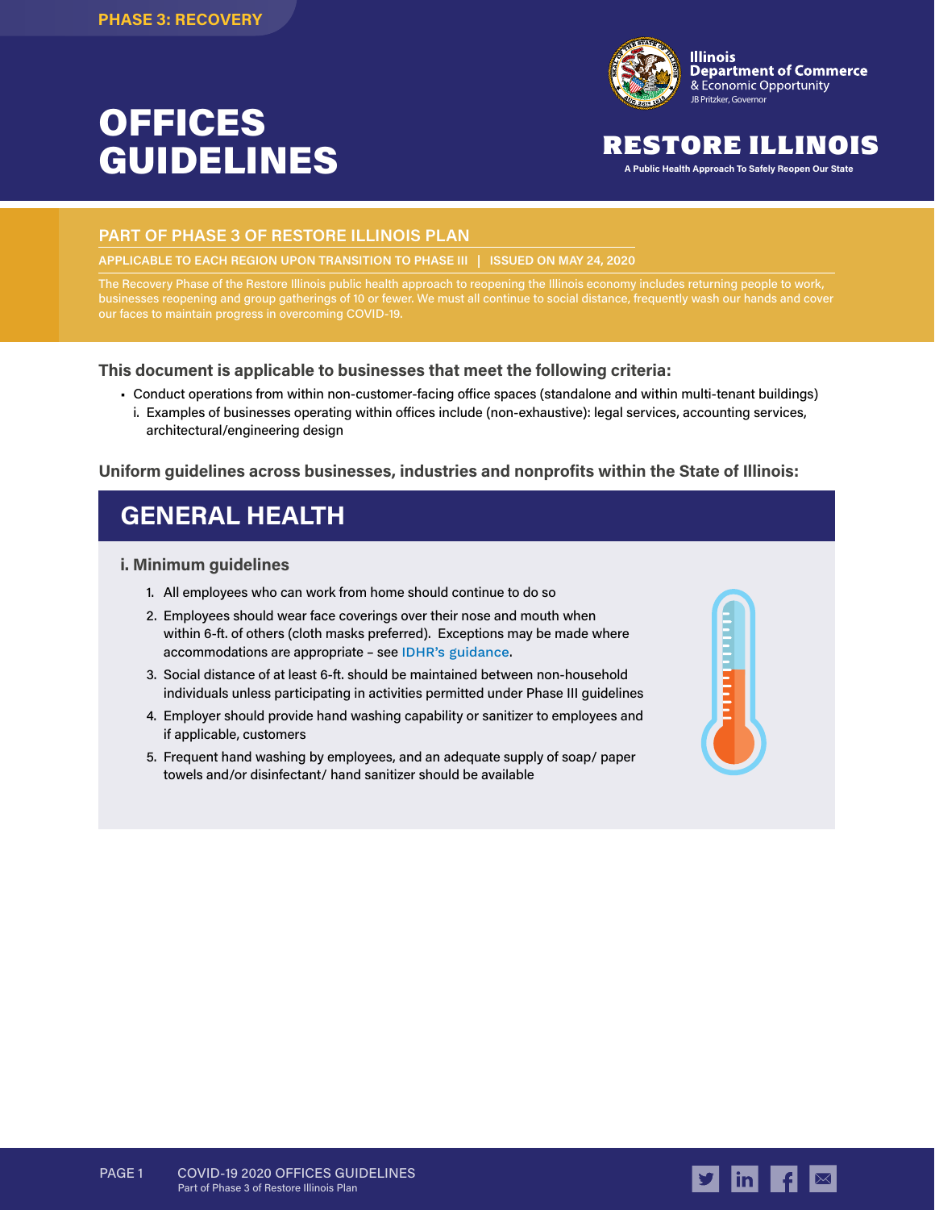PHASE 3: RECOVERY

# OFFICES GUIDELINES

**Illinois Department of Commerce** & Economic Opportunity
JB Pritzker, Governor

**RESTORE ILLINOIS**
A Public Health Approach To Safely Reopen Our State

## PART OF PHASE 3 OF RESTORE ILLINOIS PLAN

APPLICABLE TO EACH REGION UPON TRANSITION TO PHASE III | ISSUED ON MAY 24, 2020

The Recovery Phase of the Restore Illinois public health approach to reopening the Illinois economy includes returning people to work, businesses reopening and group gatherings of 10 or fewer. We must all continue to social distance, frequently wash our hands and cover our faces to maintain progress in overcoming COVID-19.

**This document is applicable to businesses that meet the following criteria:**

- Conduct operations from within non-customer-facing office spaces (standalone and within multi-tenant buildings)
  i. Examples of businesses operating within offices include (non-exhaustive): legal services, accounting services, architectural/engineering design

**Uniform guidelines across businesses, industries and nonprofits within the State of Illinois:**

## GENERAL HEALTH

### i. Minimum guidelines

1. All employees who can work from home should continue to do so
2. Employees should wear face coverings over their nose and mouth when within 6-ft. of others (cloth masks preferred). Exceptions may be made where accommodations are appropriate – see IDHR's guidance.
3. Social distance of at least 6-ft. should be maintained between non-household individuals unless participating in activities permitted under Phase III guidelines
4. Employer should provide hand washing capability or sanitizer to employees and if applicable, customers
5. Frequent hand washing by employees, and an adequate supply of soap/ paper towels and/or disinfectant/ hand sanitizer should be available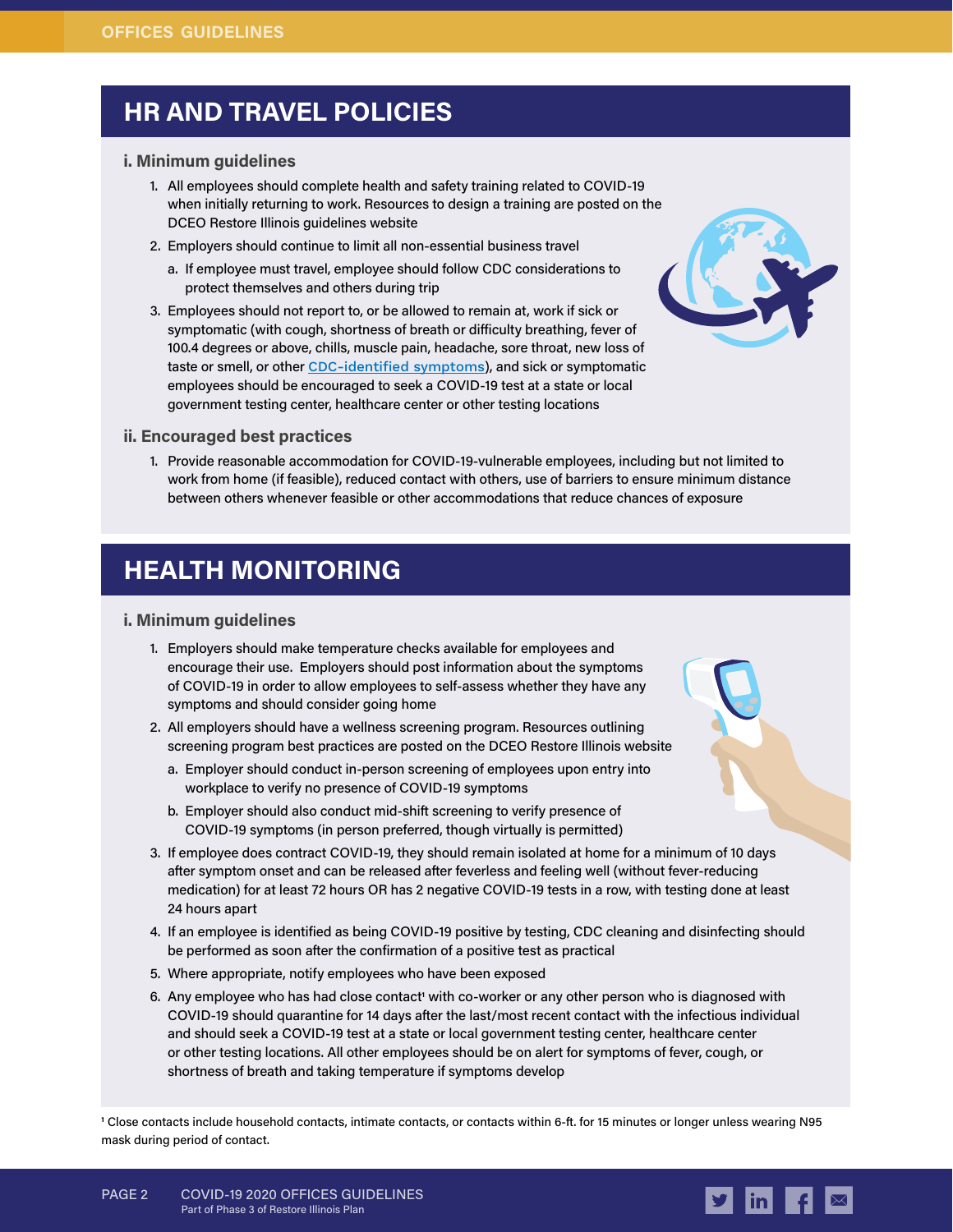## HR AND TRAVEL POLICIES

### i. Minimum guidelines

1. All employees should complete health and safety training related to COVID-19 when initially returning to work. Resources to design a training are posted on the DCEO Restore Illinois guidelines website
2. Employers should continue to limit all non-essential business travel
   a. If employee must travel, employee should follow CDC considerations to protect themselves and others during trip
3. Employees should not report to, or be allowed to remain at, work if sick or symptomatic (with cough, shortness of breath or difficulty breathing, fever of 100.4 degrees or above, chills, muscle pain, headache, sore throat, new loss of taste or smell, or other CDC-identified symptoms), and sick or symptomatic employees should be encouraged to seek a COVID-19 test at a state or local government testing center, healthcare center or other testing locations

### ii. Encouraged best practices

1. Provide reasonable accommodation for COVID-19-vulnerable employees, including but not limited to work from home (if feasible), reduced contact with others, use of barriers to ensure minimum distance between others whenever feasible or other accommodations that reduce chances of exposure

## HEALTH MONITORING

### i. Minimum guidelines

1. Employers should make temperature checks available for employees and encourage their use. Employers should post information about the symptoms of COVID-19 in order to allow employees to self-assess whether they have any symptoms and should consider going home
2. All employers should have a wellness screening program. Resources outlining screening program best practices are posted on the DCEO Restore Illinois website
   a. Employer should conduct in-person screening of employees upon entry into workplace to verify no presence of COVID-19 symptoms
   b. Employer should also conduct mid-shift screening to verify presence of COVID-19 symptoms (in person preferred, though virtually is permitted)
3. If employee does contract COVID-19, they should remain isolated at home for a minimum of 10 days after symptom onset and can be released after feverless and feeling well (without fever-reducing medication) for at least 72 hours OR has 2 negative COVID-19 tests in a row, with testing done at least 24 hours apart
4. If an employee is identified as being COVID-19 positive by testing, CDC cleaning and disinfecting should be performed as soon after the confirmation of a positive test as practical
5. Where appropriate, notify employees who have been exposed
6. Any employee who has had close contact[1] with co-worker or any other person who is diagnosed with COVID-19 should quarantine for 14 days after the last/most recent contact with the infectious individual and should seek a COVID-19 test at a state or local government testing center, healthcare center or other testing locations. All other employees should be on alert for symptoms of fever, cough, or shortness of breath and taking temperature if symptoms develop

[1] Close contacts include household contacts, intimate contacts, or contacts within 6-ft. for 15 minutes or longer unless wearing N95 mask during period of contact.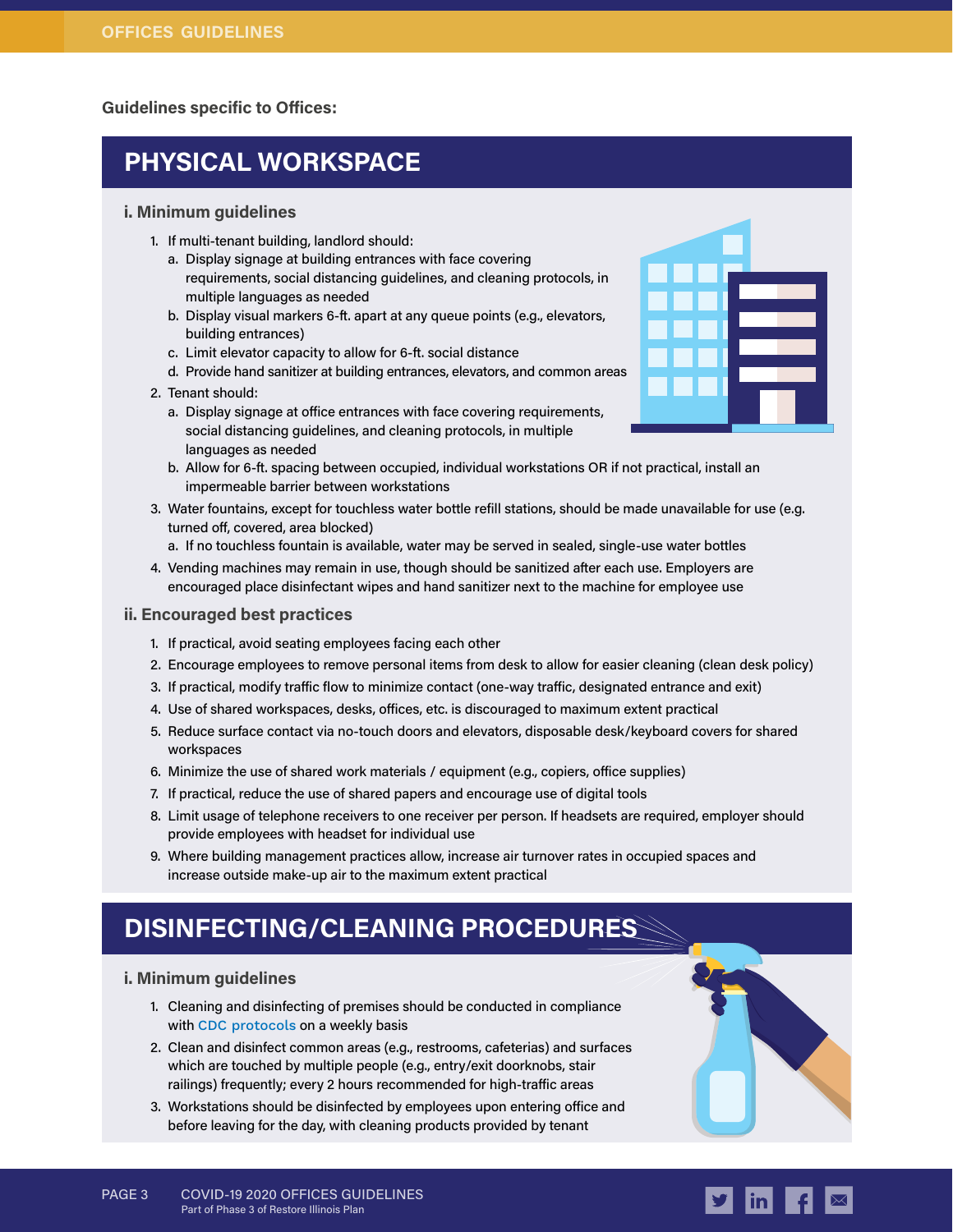Guidelines specific to Offices:

## PHYSICAL WORKSPACE

### i. Minimum guidelines

1. If multi-tenant building, landlord should:
   a. Display signage at building entrances with face covering requirements, social distancing guidelines, and cleaning protocols, in multiple languages as needed
   b. Display visual markers 6-ft. apart at any queue points (e.g., elevators, building entrances)
   c. Limit elevator capacity to allow for 6-ft. social distance
   d. Provide hand sanitizer at building entrances, elevators, and common areas
2. Tenant should:
   a. Display signage at office entrances with face covering requirements, social distancing guidelines, and cleaning protocols, in multiple languages as needed
   b. Allow for 6-ft. spacing between occupied, individual workstations OR if not practical, install an impermeable barrier between workstations
3. Water fountains, except for touchless water bottle refill stations, should be made unavailable for use (e.g. turned off, covered, area blocked)
   a. If no touchless fountain is available, water may be served in sealed, single-use water bottles
4. Vending machines may remain in use, though should be sanitized after each use. Employers are encouraged place disinfectant wipes and hand sanitizer next to the machine for employee use

### ii. Encouraged best practices

1. If practical, avoid seating employees facing each other
2. Encourage employees to remove personal items from desk to allow for easier cleaning (clean desk policy)
3. If practical, modify traffic flow to minimize contact (one-way traffic, designated entrance and exit)
4. Use of shared workspaces, desks, offices, etc. is discouraged to maximum extent practical
5. Reduce surface contact via no-touch doors and elevators, disposable desk/keyboard covers for shared workspaces
6. Minimize the use of shared work materials / equipment (e.g., copiers, office supplies)
7. If practical, reduce the use of shared papers and encourage use of digital tools
8. Limit usage of telephone receivers to one receiver per person. If headsets are required, employer should provide employees with headset for individual use
9. Where building management practices allow, increase air turnover rates in occupied spaces and increase outside make-up air to the maximum extent practical

## DISINFECTING/CLEANING PROCEDURES

### i. Minimum guidelines

1. Cleaning and disinfecting of premises should be conducted in compliance with CDC protocols on a weekly basis
2. Clean and disinfect common areas (e.g., restrooms, cafeterias) and surfaces which are touched by multiple people (e.g., entry/exit doorknobs, stair railings) frequently; every 2 hours recommended for high-traffic areas
3. Workstations should be disinfected by employees upon entering office and before leaving for the day, with cleaning products provided by tenant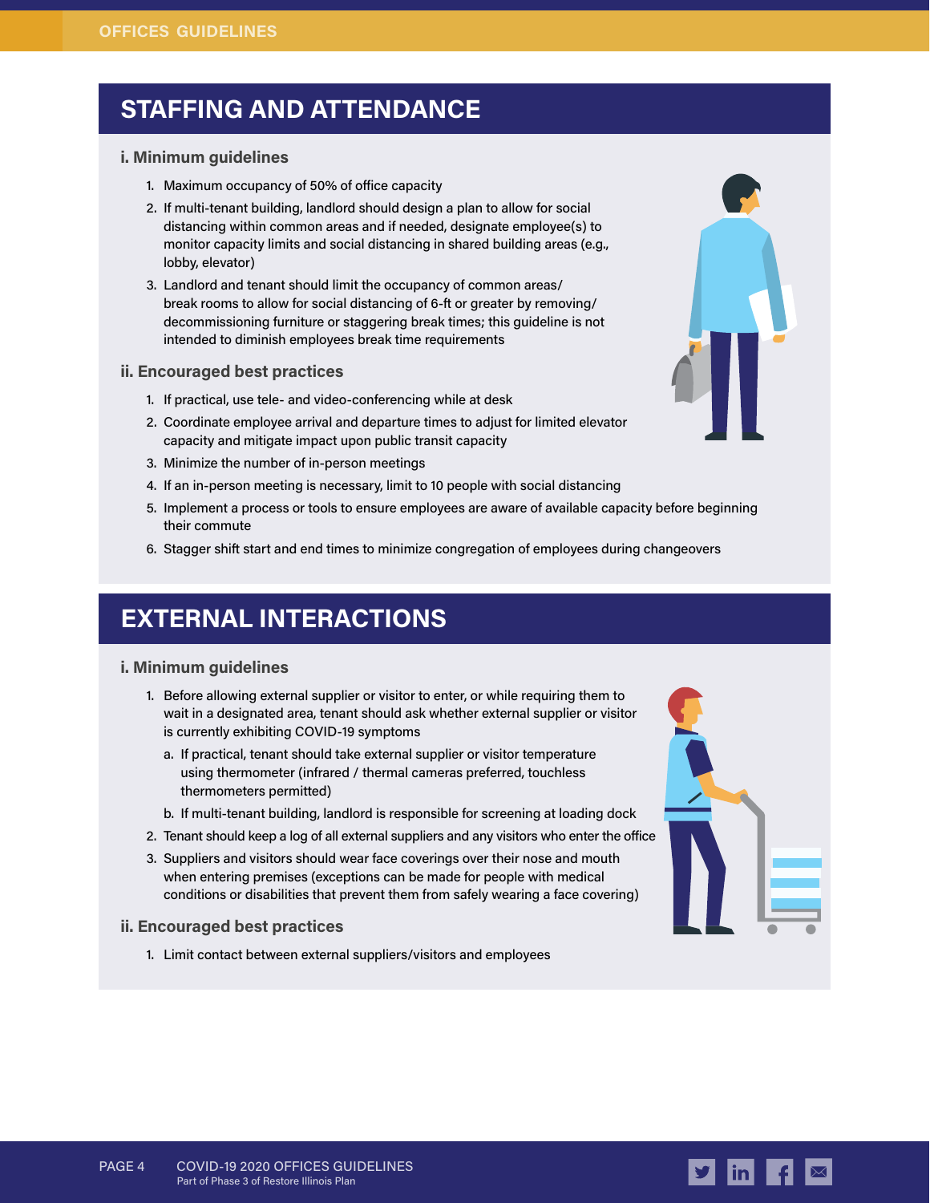## STAFFING AND ATTENDANCE

### i. Minimum guidelines

1. Maximum occupancy of 50% of office capacity
2. If multi-tenant building, landlord should design a plan to allow for social distancing within common areas and if needed, designate employee(s) to monitor capacity limits and social distancing in shared building areas (e.g., lobby, elevator)
3. Landlord and tenant should limit the occupancy of common areas/ break rooms to allow for social distancing of 6-ft or greater by removing/ decommissioning furniture or staggering break times; this guideline is not intended to diminish employees break time requirements

### ii. Encouraged best practices

1. If practical, use tele- and video-conferencing while at desk
2. Coordinate employee arrival and departure times to adjust for limited elevator capacity and mitigate impact upon public transit capacity
3. Minimize the number of in-person meetings
4. If an in-person meeting is necessary, limit to 10 people with social distancing
5. Implement a process or tools to ensure employees are aware of available capacity before beginning their commute
6. Stagger shift start and end times to minimize congregation of employees during changeovers

## EXTERNAL INTERACTIONS

### i. Minimum guidelines

1. Before allowing external supplier or visitor to enter, or while requiring them to wait in a designated area, tenant should ask whether external supplier or visitor is currently exhibiting COVID-19 symptoms
   a. If practical, tenant should take external supplier or visitor temperature using thermometer (infrared / thermal cameras preferred, touchless thermometers permitted)
   b. If multi-tenant building, landlord is responsible for screening at loading dock
2. Tenant should keep a log of all external suppliers and any visitors who enter the office
3. Suppliers and visitors should wear face coverings over their nose and mouth when entering premises (exceptions can be made for people with medical conditions or disabilities that prevent them from safely wearing a face covering)

### ii. Encouraged best practices

1. Limit contact between external suppliers/visitors and employees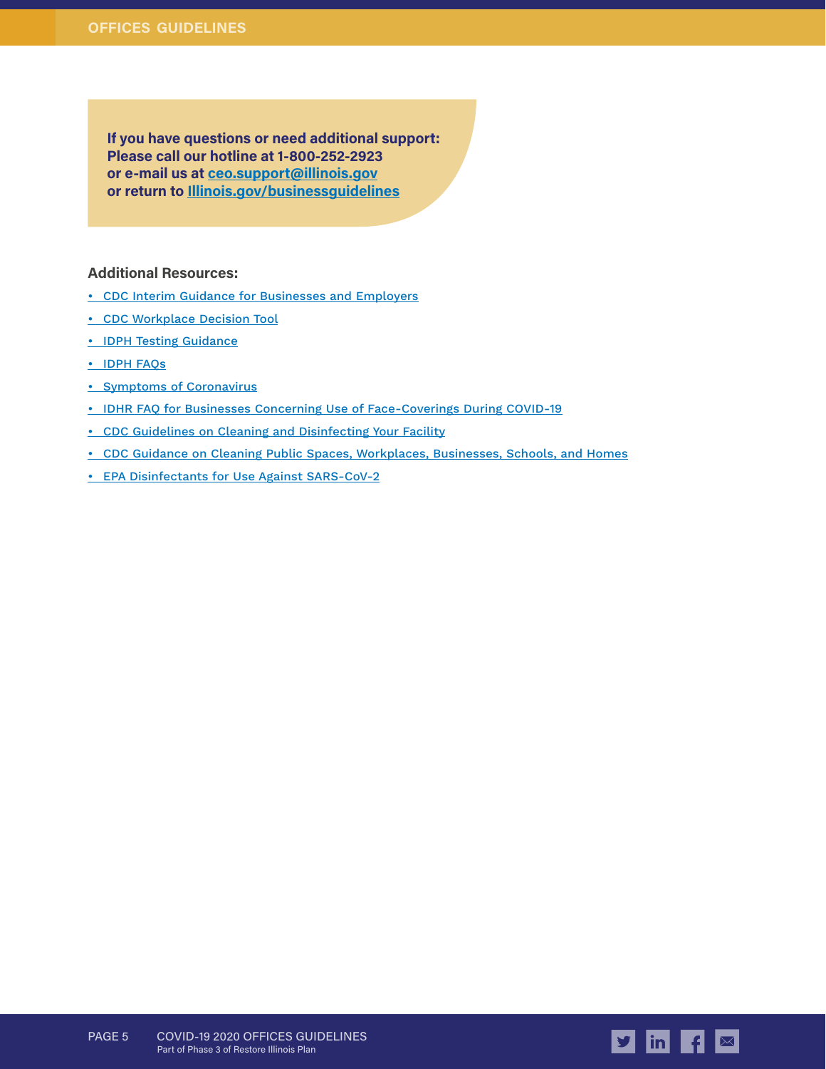**If you have questions or need additional support:**
**Please call our hotline at 1-800-252-2923**
**or e-mail us at ceo.support@illinois.gov**
**or return to Illinois.gov/businessguidelines**

### Additional Resources:

- CDC Interim Guidance for Businesses and Employers
- CDC Workplace Decision Tool
- IDPH Testing Guidance
- IDPH FAQs
- Symptoms of Coronavirus
- IDHR FAQ for Businesses Concerning Use of Face-Coverings During COVID-19
- CDC Guidelines on Cleaning and Disinfecting Your Facility
- CDC Guidance on Cleaning Public Spaces, Workplaces, Businesses, Schools, and Homes
- EPA Disinfectants for Use Against SARS-CoV-2